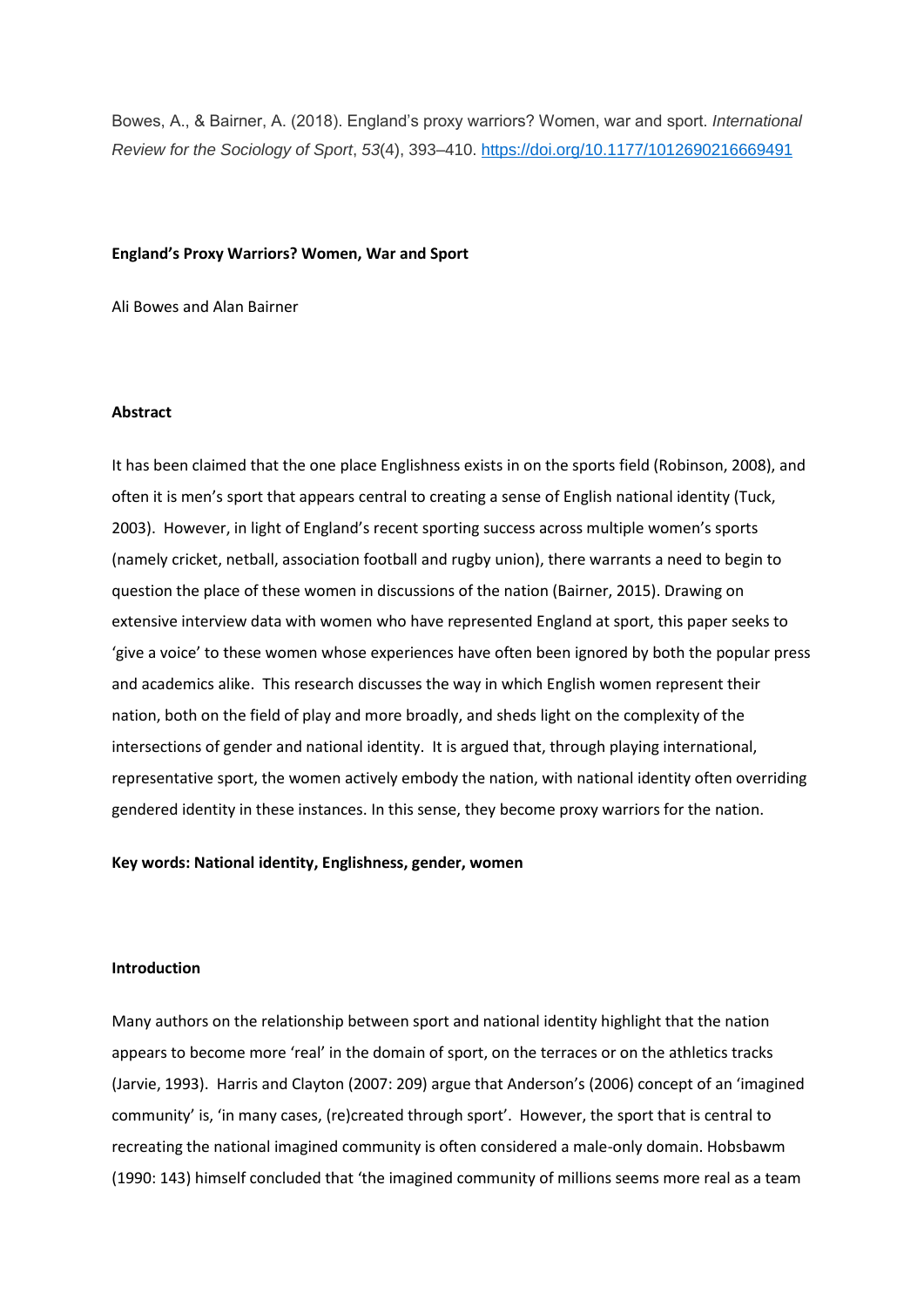Bowes, A., & Bairner, A. (2018). England's proxy warriors? Women, war and sport. *International Review for the Sociology of Sport*, *53*(4), 393–410. https://doi.org/10.1177/1012690216669491

# England's Proxy Warriors? Women, War and Sport

Ali Bowes and Alan Bairner

## Abstract

It has been claimed that the one place Englishness exists in on the sports field (Robinson, 2008), and often it is men's sport that appears central to creating a sense of English national identity (Tuck, 2003). However, in light of England's recent sporting success across multiple women's sports (namely cricket, netball, association football and rugby union), there warrants a need to begin to question the place of these women in discussions of the nation (Bairner, 2015). Drawing on extensive interview data with women who have represented England at sport, this paper seeks to 'give a voice' to these women whose experiences have often been ignored by both the popular press and academics alike. This research discusses the way in which English women represent their nation, both on the field of play and more broadly, and sheds light on the complexity of the intersections of gender and national identity. It is argued that, through playing international, representative sport, the women actively embody the nation, with national identity often overriding gendered identity in these instances. In this sense, they become proxy warriors for the nation.

**Key words: National identity, Englishness, gender, women**

## Introduction

Many authors on the relationship between sport and national identity highlight that the nation appears to become more 'real' in the domain of sport, on the terraces or on the athletics tracks (Jarvie, 1993). Harris and Clayton (2007: 209) argue that Anderson's (2006) concept of an 'imagined community' is, 'in many cases, (re)created through sport'. However, the sport that is central to recreating the national imagined community is often considered a male-only domain. Hobsbawm (1990: 143) himself concluded that 'the imagined community of millions seems more real as a team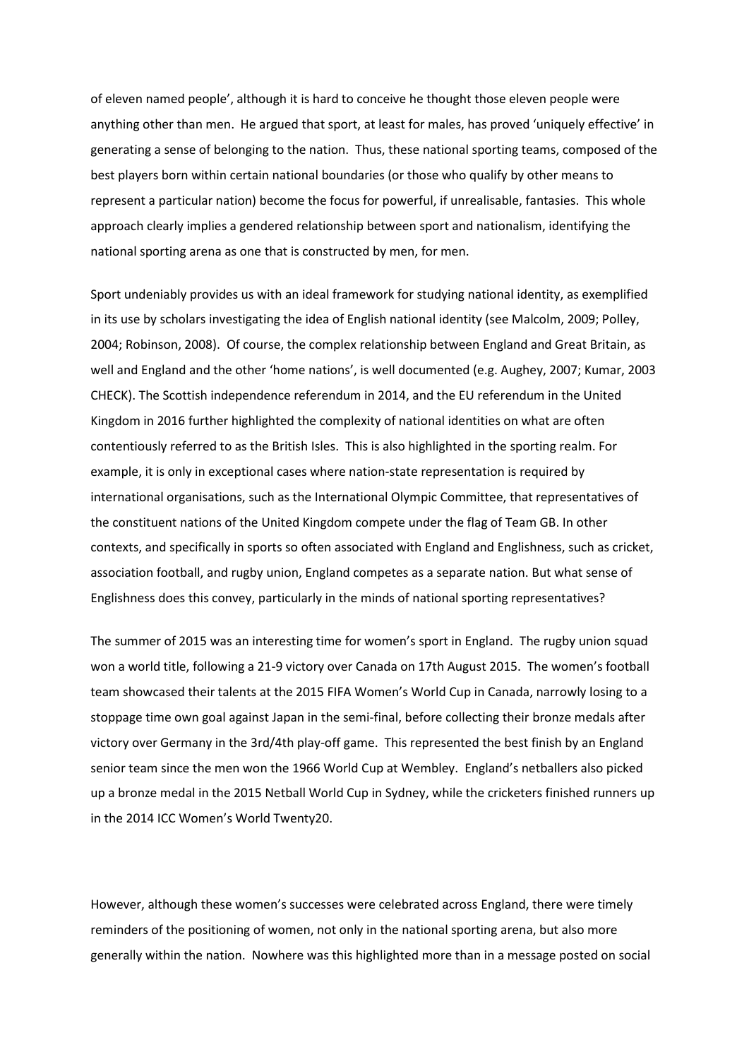of eleven named people', although it is hard to conceive he thought those eleven people were anything other than men. He argued that sport, at least for males, has proved 'uniquely effective' in generating a sense of belonging to the nation. Thus, these national sporting teams, composed of the best players born within certain national boundaries (or those who qualify by other means to represent a particular nation) become the focus for powerful, if unrealisable, fantasies. This whole approach clearly implies a gendered relationship between sport and nationalism, identifying the national sporting arena as one that is constructed by men, for men.

Sport undeniably provides us with an ideal framework for studying national identity, as exemplified in its use by scholars investigating the idea of English national identity (see Malcolm, 2009; Polley, 2004; Robinson, 2008). Of course, the complex relationship between England and Great Britain, as well and England and the other 'home nations', is well documented (e.g. Aughey, 2007; Kumar, 2003 CHECK). The Scottish independence referendum in 2014, and the EU referendum in the United Kingdom in 2016 further highlighted the complexity of national identities on what are often contentiously referred to as the British Isles. This is also highlighted in the sporting realm. For example, it is only in exceptional cases where nation-state representation is required by international organisations, such as the International Olympic Committee, that representatives of the constituent nations of the United Kingdom compete under the flag of Team GB. In other contexts, and specifically in sports so often associated with England and Englishness, such as cricket, association football, and rugby union, England competes as a separate nation. But what sense of Englishness does this convey, particularly in the minds of national sporting representatives?

The summer of 2015 was an interesting time for women's sport in England. The rugby union squad won a world title, following a 21-9 victory over Canada on 17th August 2015. The women's football team showcased their talents at the 2015 FIFA Women's World Cup in Canada, narrowly losing to a stoppage time own goal against Japan in the semi-final, before collecting their bronze medals after victory over Germany in the 3rd/4th play-off game. This represented the best finish by an England senior team since the men won the 1966 World Cup at Wembley. England's netballers also picked up a bronze medal in the 2015 Netball World Cup in Sydney, while the cricketers finished runners up in the 2014 ICC Women's World Twenty20.

However, although these women's successes were celebrated across England, there were timely reminders of the positioning of women, not only in the national sporting arena, but also more generally within the nation. Nowhere was this highlighted more than in a message posted on social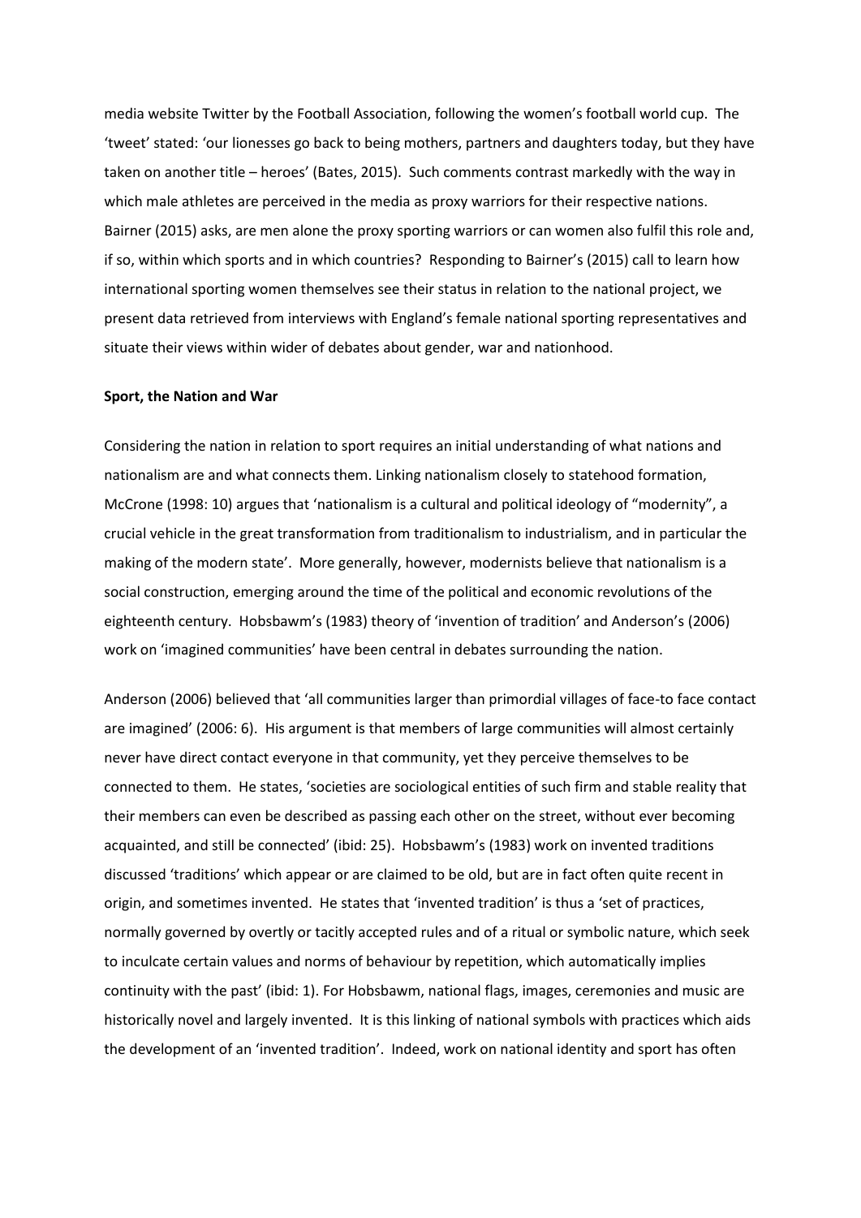media website Twitter by the Football Association, following the women's football world cup. The 'tweet' stated: 'our lionesses go back to being mothers, partners and daughters today, but they have taken on another title – heroes' (Bates, 2015). Such comments contrast markedly with the way in which male athletes are perceived in the media as proxy warriors for their respective nations. Bairner (2015) asks, are men alone the proxy sporting warriors or can women also fulfil this role and, if so, within which sports and in which countries? Responding to Bairner's (2015) call to learn how international sporting women themselves see their status in relation to the national project, we present data retrieved from interviews with England's female national sporting representatives and situate their views within wider of debates about gender, war and nationhood.

**Sport, the Nation and War**

Considering the nation in relation to sport requires an initial understanding of what nations and nationalism are and what connects them. Linking nationalism closely to statehood formation, McCrone (1998: 10) argues that 'nationalism is a cultural and political ideology of "modernity", a crucial vehicle in the great transformation from traditionalism to industrialism, and in particular the making of the modern state'. More generally, however, modernists believe that nationalism is a social construction, emerging around the time of the political and economic revolutions of the eighteenth century. Hobsbawm's (1983) theory of 'invention of tradition' and Anderson's (2006) work on 'imagined communities' have been central in debates surrounding the nation.

Anderson (2006) believed that 'all communities larger than primordial villages of face-to face contact are imagined' (2006: 6). His argument is that members of large communities will almost certainly never have direct contact everyone in that community, yet they perceive themselves to be connected to them. He states, 'societies are sociological entities of such firm and stable reality that their members can even be described as passing each other on the street, without ever becoming acquainted, and still be connected' (ibid: 25). Hobsbawm's (1983) work on invented traditions discussed 'traditions' which appear or are claimed to be old, but are in fact often quite recent in origin, and sometimes invented. He states that 'invented tradition' is thus a 'set of practices, normally governed by overtly or tacitly accepted rules and of a ritual or symbolic nature, which seek to inculcate certain values and norms of behaviour by repetition, which automatically implies continuity with the past' (ibid: 1). For Hobsbawm, national flags, images, ceremonies and music are historically novel and largely invented. It is this linking of national symbols with practices which aids the development of an 'invented tradition'. Indeed, work on national identity and sport has often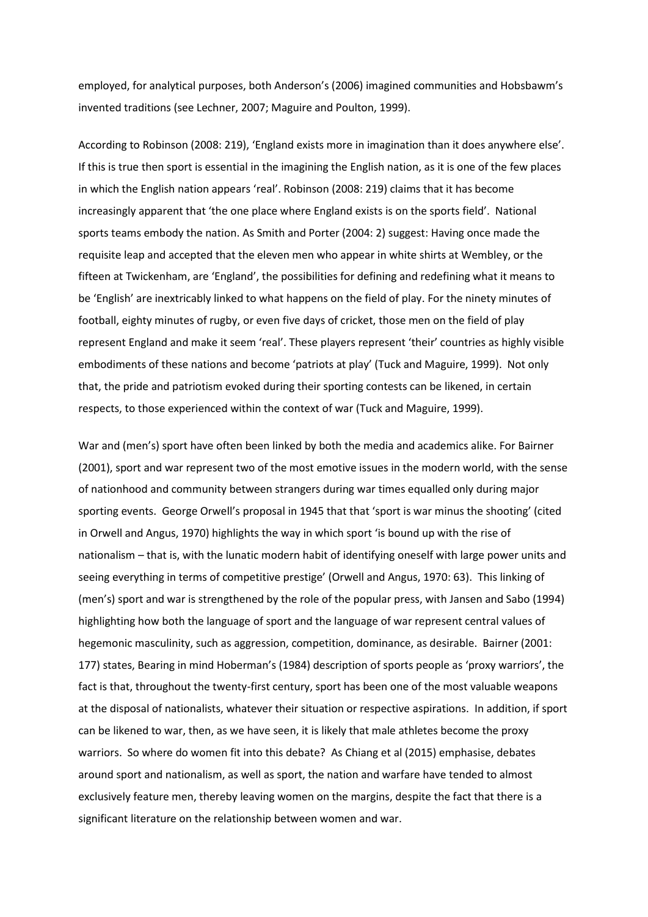employed, for analytical purposes, both Anderson's (2006) imagined communities and Hobsbawm's invented traditions (see Lechner, 2007; Maguire and Poulton, 1999).

According to Robinson (2008: 219), 'England exists more in imagination than it does anywhere else'. If this is true then sport is essential in the imagining the English nation, as it is one of the few places in which the English nation appears 'real'. Robinson (2008: 219) claims that it has become increasingly apparent that 'the one place where England exists is on the sports field'. National sports teams embody the nation. As Smith and Porter (2004: 2) suggest: Having once made the requisite leap and accepted that the eleven men who appear in white shirts at Wembley, or the fifteen at Twickenham, are 'England', the possibilities for defining and redefining what it means to be 'English' are inextricably linked to what happens on the field of play. For the ninety minutes of football, eighty minutes of rugby, or even five days of cricket, those men on the field of play represent England and make it seem 'real'. These players represent 'their' countries as highly visible embodiments of these nations and become 'patriots at play' (Tuck and Maguire, 1999). Not only that, the pride and patriotism evoked during their sporting contests can be likened, in certain respects, to those experienced within the context of war (Tuck and Maguire, 1999).

War and (men's) sport have often been linked by both the media and academics alike. For Bairner (2001), sport and war represent two of the most emotive issues in the modern world, with the sense of nationhood and community between strangers during war times equalled only during major sporting events. George Orwell's proposal in 1945 that that 'sport is war minus the shooting' (cited in Orwell and Angus, 1970) highlights the way in which sport 'is bound up with the rise of nationalism – that is, with the lunatic modern habit of identifying oneself with large power units and seeing everything in terms of competitive prestige' (Orwell and Angus, 1970: 63). This linking of (men's) sport and war is strengthened by the role of the popular press, with Jansen and Sabo (1994) highlighting how both the language of sport and the language of war represent central values of hegemonic masculinity, such as aggression, competition, dominance, as desirable. Bairner (2001: 177) states, Bearing in mind Hoberman's (1984) description of sports people as 'proxy warriors', the fact is that, throughout the twenty-first century, sport has been one of the most valuable weapons at the disposal of nationalists, whatever their situation or respective aspirations. In addition, if sport can be likened to war, then, as we have seen, it is likely that male athletes become the proxy warriors. So where do women fit into this debate? As Chiang et al (2015) emphasise, debates around sport and nationalism, as well as sport, the nation and warfare have tended to almost exclusively feature men, thereby leaving women on the margins, despite the fact that there is a significant literature on the relationship between women and war.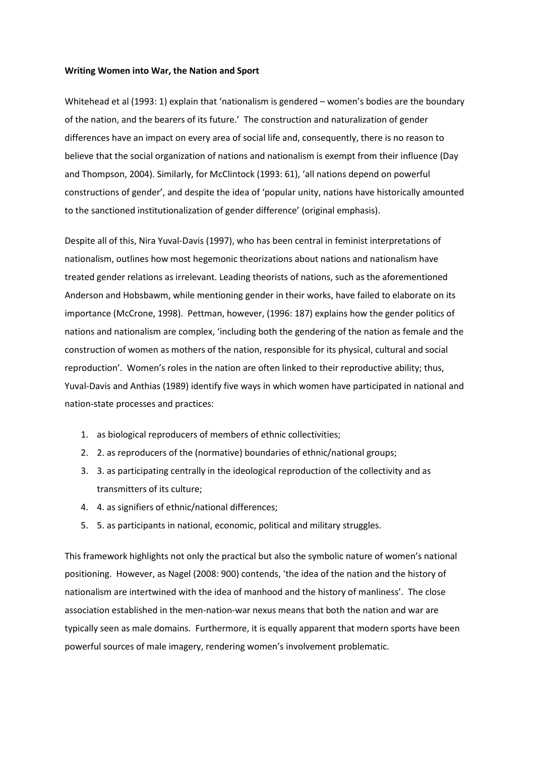**Writing Women into War, the Nation and Sport**

Whitehead et al (1993: 1) explain that 'nationalism is gendered – women's bodies are the boundary of the nation, and the bearers of its future.' The construction and naturalization of gender differences have an impact on every area of social life and, consequently, there is no reason to believe that the social organization of nations and nationalism is exempt from their influence (Day and Thompson, 2004). Similarly, for McClintock (1993: 61), 'all nations depend on powerful constructions of gender', and despite the idea of 'popular unity, nations have historically amounted to the sanctioned institutionalization of gender difference' (original emphasis).

Despite all of this, Nira Yuval-Davis (1997), who has been central in feminist interpretations of nationalism, outlines how most hegemonic theorizations about nations and nationalism have treated gender relations as irrelevant. Leading theorists of nations, such as the aforementioned Anderson and Hobsbawm, while mentioning gender in their works, have failed to elaborate on its importance (McCrone, 1998). Pettman, however, (1996: 187) explains how the gender politics of nations and nationalism are complex, 'including both the gendering of the nation as female and the construction of women as mothers of the nation, responsible for its physical, cultural and social reproduction'. Women's roles in the nation are often linked to their reproductive ability; thus, Yuval-Davis and Anthias (1989) identify five ways in which women have participated in national and nation-state processes and practices:

1. as biological reproducers of members of ethnic collectivities;
2. 2. as reproducers of the (normative) boundaries of ethnic/national groups;
3. 3. as participating centrally in the ideological reproduction of the collectivity and as transmitters of its culture;
4. 4. as signifiers of ethnic/national differences;
5. 5. as participants in national, economic, political and military struggles.

This framework highlights not only the practical but also the symbolic nature of women's national positioning. However, as Nagel (2008: 900) contends, 'the idea of the nation and the history of nationalism are intertwined with the idea of manhood and the history of manliness'. The close association established in the men-nation-war nexus means that both the nation and war are typically seen as male domains. Furthermore, it is equally apparent that modern sports have been powerful sources of male imagery, rendering women's involvement problematic.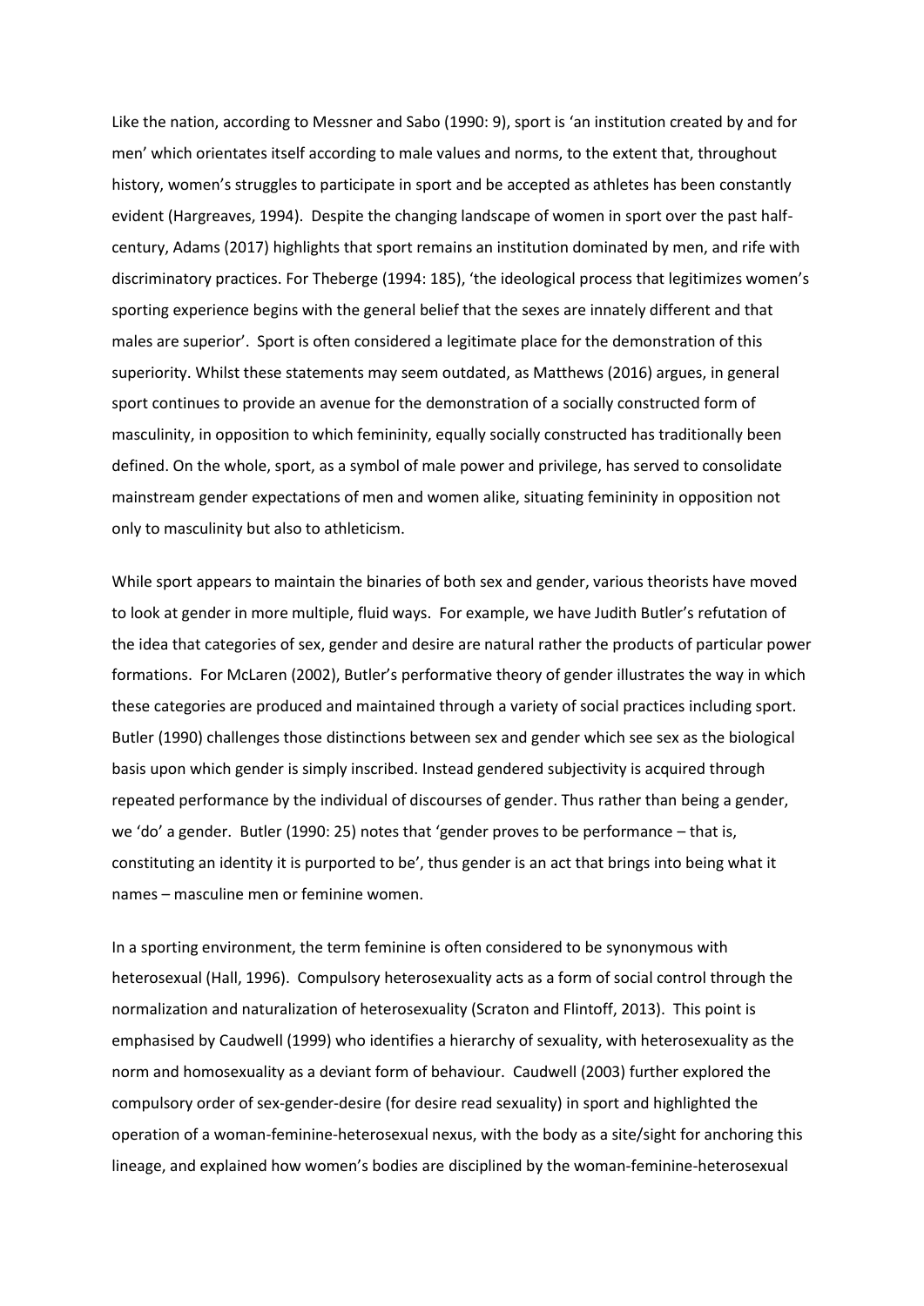Like the nation, according to Messner and Sabo (1990: 9), sport is 'an institution created by and for men' which orientates itself according to male values and norms, to the extent that, throughout history, women's struggles to participate in sport and be accepted as athletes has been constantly evident (Hargreaves, 1994). Despite the changing landscape of women in sport over the past half-century, Adams (2017) highlights that sport remains an institution dominated by men, and rife with discriminatory practices. For Theberge (1994: 185), 'the ideological process that legitimizes women's sporting experience begins with the general belief that the sexes are innately different and that males are superior'. Sport is often considered a legitimate place for the demonstration of this superiority. Whilst these statements may seem outdated, as Matthews (2016) argues, in general sport continues to provide an avenue for the demonstration of a socially constructed form of masculinity, in opposition to which femininity, equally socially constructed has traditionally been defined. On the whole, sport, as a symbol of male power and privilege, has served to consolidate mainstream gender expectations of men and women alike, situating femininity in opposition not only to masculinity but also to athleticism.

While sport appears to maintain the binaries of both sex and gender, various theorists have moved to look at gender in more multiple, fluid ways. For example, we have Judith Butler's refutation of the idea that categories of sex, gender and desire are natural rather the products of particular power formations. For McLaren (2002), Butler's performative theory of gender illustrates the way in which these categories are produced and maintained through a variety of social practices including sport. Butler (1990) challenges those distinctions between sex and gender which see sex as the biological basis upon which gender is simply inscribed. Instead gendered subjectivity is acquired through repeated performance by the individual of discourses of gender. Thus rather than being a gender, we 'do' a gender. Butler (1990: 25) notes that 'gender proves to be performance – that is, constituting an identity it is purported to be', thus gender is an act that brings into being what it names – masculine men or feminine women.

In a sporting environment, the term feminine is often considered to be synonymous with heterosexual (Hall, 1996). Compulsory heterosexuality acts as a form of social control through the normalization and naturalization of heterosexuality (Scraton and Flintoff, 2013). This point is emphasised by Caudwell (1999) who identifies a hierarchy of sexuality, with heterosexuality as the norm and homosexuality as a deviant form of behaviour. Caudwell (2003) further explored the compulsory order of sex-gender-desire (for desire read sexuality) in sport and highlighted the operation of a woman-feminine-heterosexual nexus, with the body as a site/sight for anchoring this lineage, and explained how women's bodies are disciplined by the woman-feminine-heterosexual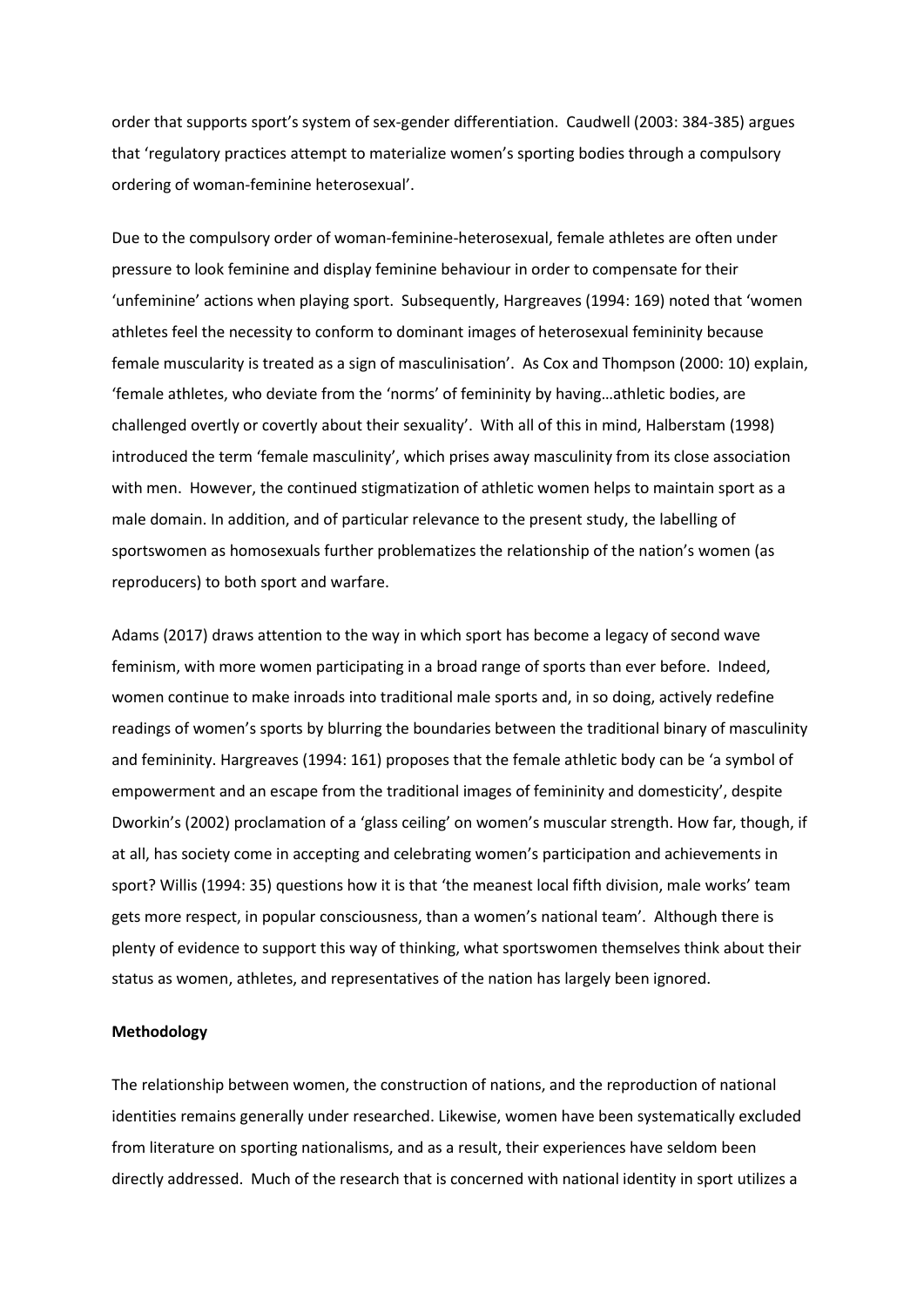order that supports sport's system of sex-gender differentiation. Caudwell (2003: 384-385) argues that 'regulatory practices attempt to materialize women's sporting bodies through a compulsory ordering of woman-feminine heterosexual'.

Due to the compulsory order of woman-feminine-heterosexual, female athletes are often under pressure to look feminine and display feminine behaviour in order to compensate for their 'unfeminine' actions when playing sport. Subsequently, Hargreaves (1994: 169) noted that 'women athletes feel the necessity to conform to dominant images of heterosexual femininity because female muscularity is treated as a sign of masculinisation'. As Cox and Thompson (2000: 10) explain, 'female athletes, who deviate from the 'norms' of femininity by having…athletic bodies, are challenged overtly or covertly about their sexuality'. With all of this in mind, Halberstam (1998) introduced the term 'female masculinity', which prises away masculinity from its close association with men. However, the continued stigmatization of athletic women helps to maintain sport as a male domain. In addition, and of particular relevance to the present study, the labelling of sportswomen as homosexuals further problematizes the relationship of the nation's women (as reproducers) to both sport and warfare.

Adams (2017) draws attention to the way in which sport has become a legacy of second wave feminism, with more women participating in a broad range of sports than ever before. Indeed, women continue to make inroads into traditional male sports and, in so doing, actively redefine readings of women's sports by blurring the boundaries between the traditional binary of masculinity and femininity. Hargreaves (1994: 161) proposes that the female athletic body can be 'a symbol of empowerment and an escape from the traditional images of femininity and domesticity', despite Dworkin's (2002) proclamation of a 'glass ceiling' on women's muscular strength. How far, though, if at all, has society come in accepting and celebrating women's participation and achievements in sport? Willis (1994: 35) questions how it is that 'the meanest local fifth division, male works' team gets more respect, in popular consciousness, than a women's national team'. Although there is plenty of evidence to support this way of thinking, what sportswomen themselves think about their status as women, athletes, and representatives of the nation has largely been ignored.

**Methodology**

The relationship between women, the construction of nations, and the reproduction of national identities remains generally under researched. Likewise, women have been systematically excluded from literature on sporting nationalisms, and as a result, their experiences have seldom been directly addressed. Much of the research that is concerned with national identity in sport utilizes a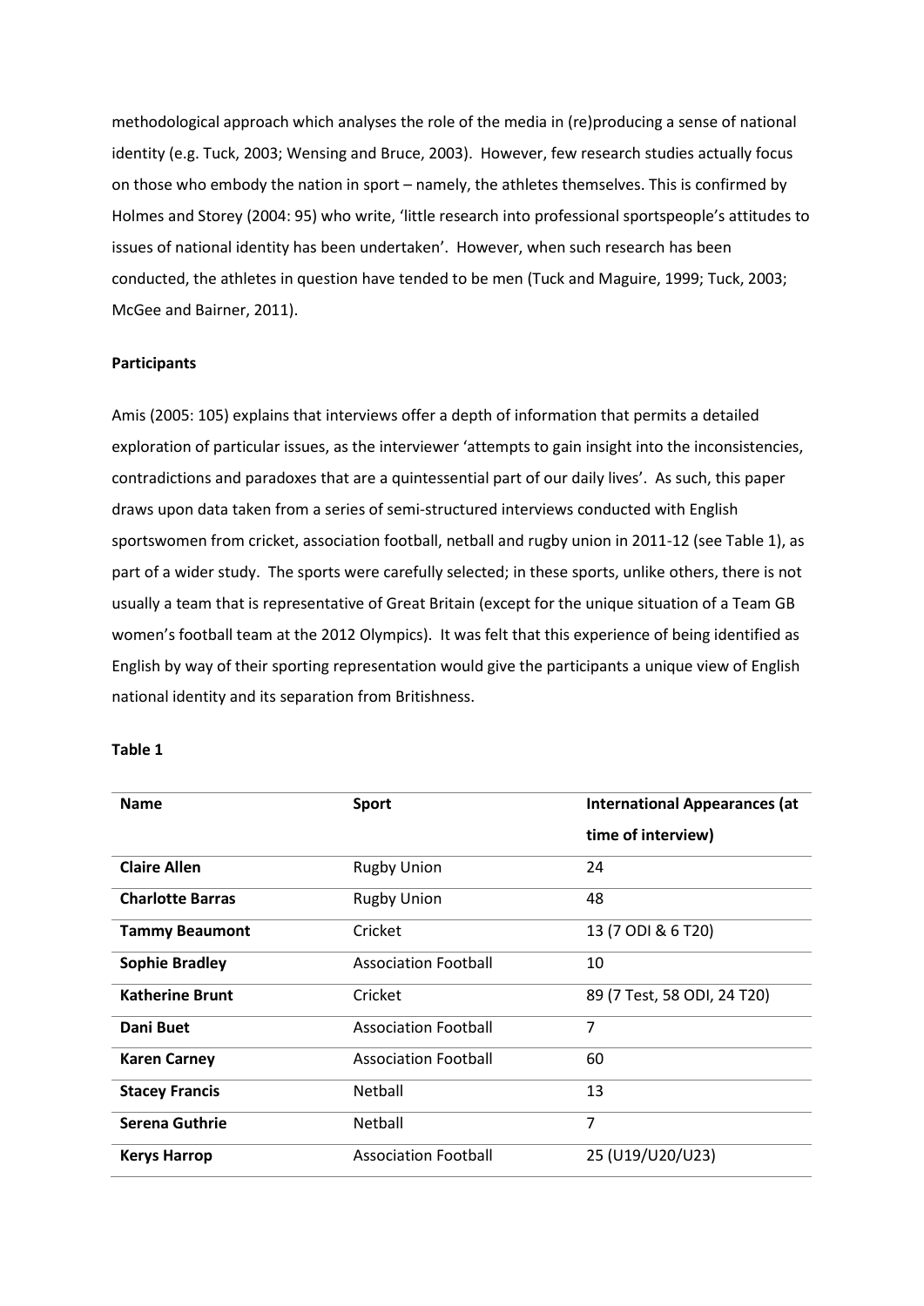methodological approach which analyses the role of the media in (re)producing a sense of national identity (e.g. Tuck, 2003; Wensing and Bruce, 2003). However, few research studies actually focus on those who embody the nation in sport – namely, the athletes themselves. This is confirmed by Holmes and Storey (2004: 95) who write, 'little research into professional sportspeople's attitudes to issues of national identity has been undertaken'. However, when such research has been conducted, the athletes in question have tended to be men (Tuck and Maguire, 1999; Tuck, 2003; McGee and Bairner, 2011).

**Participants**

Amis (2005: 105) explains that interviews offer a depth of information that permits a detailed exploration of particular issues, as the interviewer 'attempts to gain insight into the inconsistencies, contradictions and paradoxes that are a quintessential part of our daily lives'. As such, this paper draws upon data taken from a series of semi-structured interviews conducted with English sportswomen from cricket, association football, netball and rugby union in 2011-12 (see Table 1), as part of a wider study. The sports were carefully selected; in these sports, unlike others, there is not usually a team that is representative of Great Britain (except for the unique situation of a Team GB women's football team at the 2012 Olympics). It was felt that this experience of being identified as English by way of their sporting representation would give the participants a unique view of English national identity and its separation from Britishness.

**Table 1**

| Name | Sport | International Appearances (at time of interview) |
|---|---|---|
| **Claire Allen** | Rugby Union | 24 |
| **Charlotte Barras** | Rugby Union | 48 |
| **Tammy Beaumont** | Cricket | 13 (7 ODI & 6 T20) |
| **Sophie Bradley** | Association Football | 10 |
| **Katherine Brunt** | Cricket | 89 (7 Test, 58 ODI, 24 T20) |
| **Dani Buet** | Association Football | 7 |
| **Karen Carney** | Association Football | 60 |
| **Stacey Francis** | Netball | 13 |
| **Serena Guthrie** | Netball | 7 |
| **Kerys Harrop** | Association Football | 25 (U19/U20/U23) |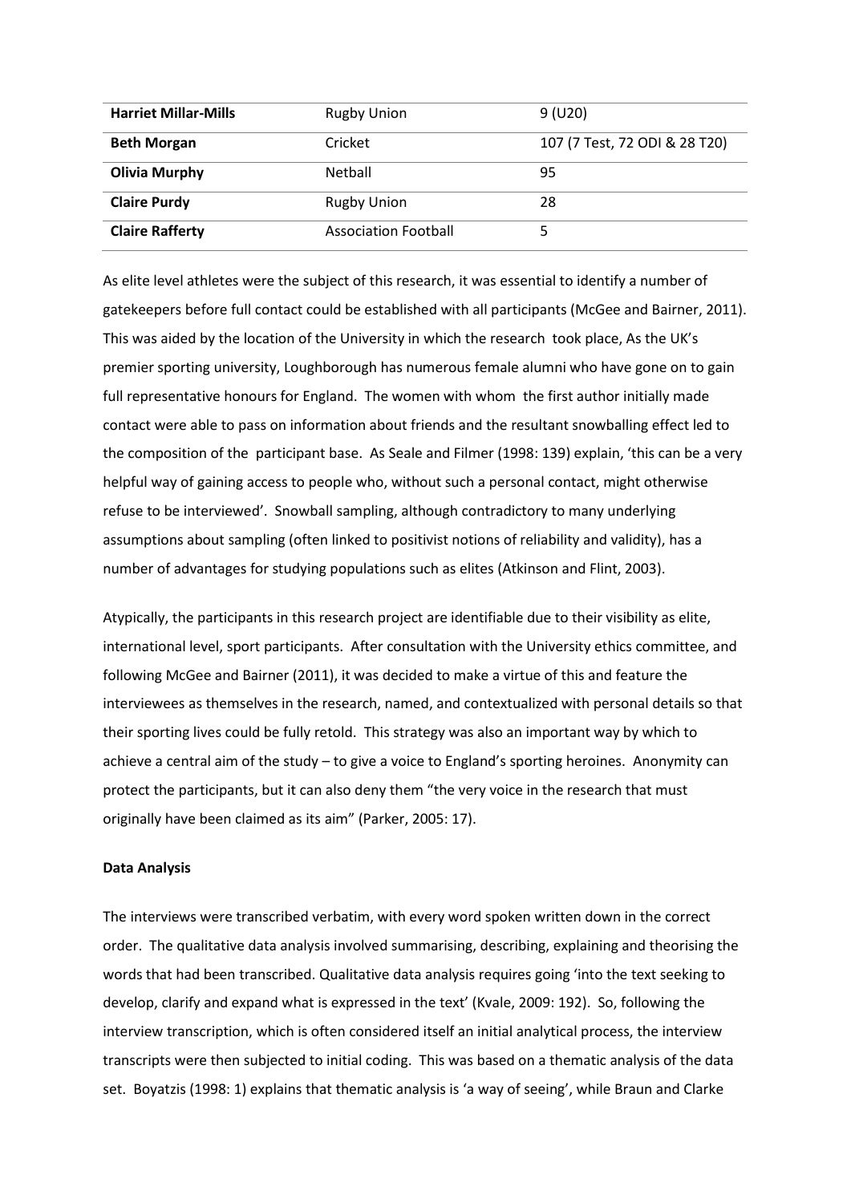| **Harriet Millar-Mills** | Rugby Union | 9 (U20) |
|---|---|---|
| **Beth Morgan** | Cricket | 107 (7 Test, 72 ODI & 28 T20) |
| **Olivia Murphy** | Netball | 95 |
| **Claire Purdy** | Rugby Union | 28 |
| **Claire Rafferty** | Association Football | 5 |

As elite level athletes were the subject of this research, it was essential to identify a number of gatekeepers before full contact could be established with all participants (McGee and Bairner, 2011). This was aided by the location of the University in which the research took place, As the UK's premier sporting university, Loughborough has numerous female alumni who have gone on to gain full representative honours for England. The women with whom the first author initially made contact were able to pass on information about friends and the resultant snowballing effect led to the composition of the participant base. As Seale and Filmer (1998: 139) explain, 'this can be a very helpful way of gaining access to people who, without such a personal contact, might otherwise refuse to be interviewed'. Snowball sampling, although contradictory to many underlying assumptions about sampling (often linked to positivist notions of reliability and validity), has a number of advantages for studying populations such as elites (Atkinson and Flint, 2003).

Atypically, the participants in this research project are identifiable due to their visibility as elite, international level, sport participants. After consultation with the University ethics committee, and following McGee and Bairner (2011), it was decided to make a virtue of this and feature the interviewees as themselves in the research, named, and contextualized with personal details so that their sporting lives could be fully retold. This strategy was also an important way by which to achieve a central aim of the study – to give a voice to England's sporting heroines. Anonymity can protect the participants, but it can also deny them "the very voice in the research that must originally have been claimed as its aim" (Parker, 2005: 17).

**Data Analysis**

The interviews were transcribed verbatim, with every word spoken written down in the correct order. The qualitative data analysis involved summarising, describing, explaining and theorising the words that had been transcribed. Qualitative data analysis requires going 'into the text seeking to develop, clarify and expand what is expressed in the text' (Kvale, 2009: 192). So, following the interview transcription, which is often considered itself an initial analytical process, the interview transcripts were then subjected to initial coding. This was based on a thematic analysis of the data set. Boyatzis (1998: 1) explains that thematic analysis is 'a way of seeing', while Braun and Clarke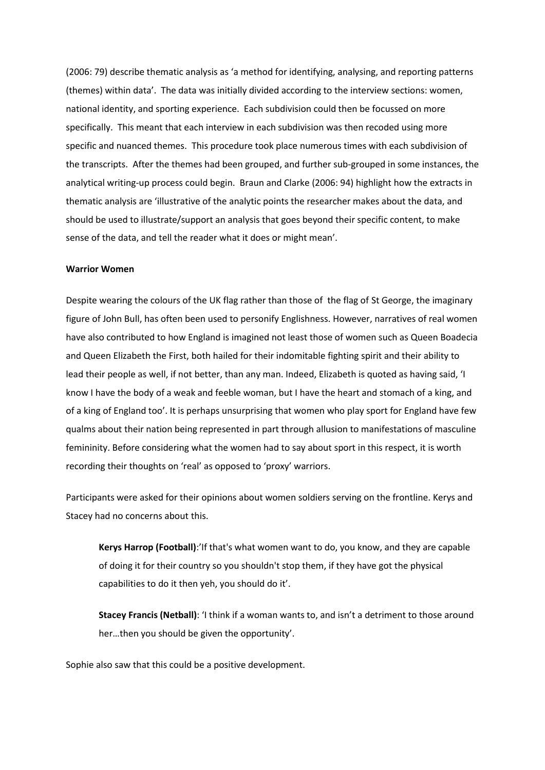(2006: 79) describe thematic analysis as 'a method for identifying, analysing, and reporting patterns (themes) within data'. The data was initially divided according to the interview sections: women, national identity, and sporting experience. Each subdivision could then be focussed on more specifically. This meant that each interview in each subdivision was then recoded using more specific and nuanced themes. This procedure took place numerous times with each subdivision of the transcripts. After the themes had been grouped, and further sub-grouped in some instances, the analytical writing-up process could begin. Braun and Clarke (2006: 94) highlight how the extracts in thematic analysis are 'illustrative of the analytic points the researcher makes about the data, and should be used to illustrate/support an analysis that goes beyond their specific content, to make sense of the data, and tell the reader what it does or might mean'.

**Warrior Women**

Despite wearing the colours of the UK flag rather than those of the flag of St George, the imaginary figure of John Bull, has often been used to personify Englishness. However, narratives of real women have also contributed to how England is imagined not least those of women such as Queen Boadecia and Queen Elizabeth the First, both hailed for their indomitable fighting spirit and their ability to lead their people as well, if not better, than any man. Indeed, Elizabeth is quoted as having said, 'I know I have the body of a weak and feeble woman, but I have the heart and stomach of a king, and of a king of England too'. It is perhaps unsurprising that women who play sport for England have few qualms about their nation being represented in part through allusion to manifestations of masculine femininity. Before considering what the women had to say about sport in this respect, it is worth recording their thoughts on 'real' as opposed to 'proxy' warriors.

Participants were asked for their opinions about women soldiers serving on the frontline. Kerys and Stacey had no concerns about this.

> **Kerys Harrop (Football)**:'If that's what women want to do, you know, and they are capable of doing it for their country so you shouldn't stop them, if they have got the physical capabilities to do it then yeh, you should do it'.

> **Stacey Francis (Netball)**: 'I think if a woman wants to, and isn't a detriment to those around her…then you should be given the opportunity'.

Sophie also saw that this could be a positive development.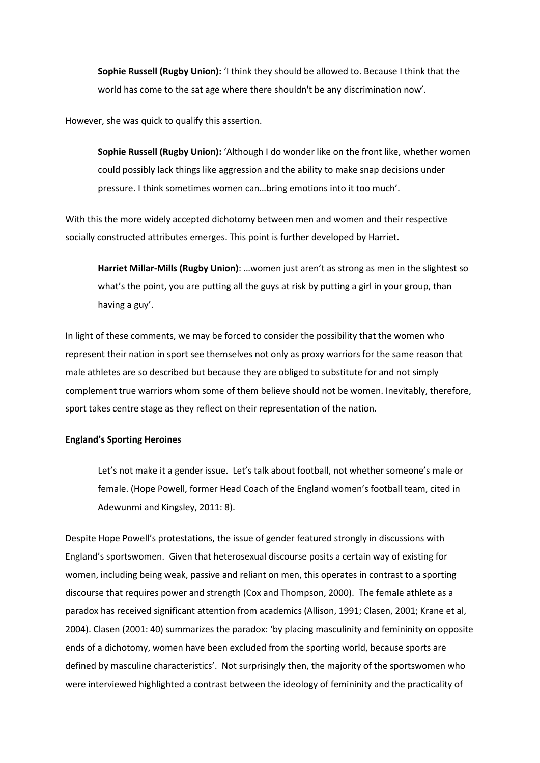> **Sophie Russell (Rugby Union):** 'I think they should be allowed to. Because I think that the world has come to the sat age where there shouldn't be any discrimination now'.

However, she was quick to qualify this assertion.

> **Sophie Russell (Rugby Union):** 'Although I do wonder like on the front like, whether women could possibly lack things like aggression and the ability to make snap decisions under pressure. I think sometimes women can…bring emotions into it too much'.

With this the more widely accepted dichotomy between men and women and their respective socially constructed attributes emerges. This point is further developed by Harriet.

> **Harriet Millar-Mills (Rugby Union)**: …women just aren't as strong as men in the slightest so what's the point, you are putting all the guys at risk by putting a girl in your group, than having a guy'.

In light of these comments, we may be forced to consider the possibility that the women who represent their nation in sport see themselves not only as proxy warriors for the same reason that male athletes are so described but because they are obliged to substitute for and not simply complement true warriors whom some of them believe should not be women. Inevitably, therefore, sport takes centre stage as they reflect on their representation of the nation.

**England's Sporting Heroines**

> Let's not make it a gender issue. Let's talk about football, not whether someone's male or female. (Hope Powell, former Head Coach of the England women's football team, cited in Adewunmi and Kingsley, 2011: 8).

Despite Hope Powell's protestations, the issue of gender featured strongly in discussions with England's sportswomen. Given that heterosexual discourse posits a certain way of existing for women, including being weak, passive and reliant on men, this operates in contrast to a sporting discourse that requires power and strength (Cox and Thompson, 2000). The female athlete as a paradox has received significant attention from academics (Allison, 1991; Clasen, 2001; Krane et al, 2004). Clasen (2001: 40) summarizes the paradox: 'by placing masculinity and femininity on opposite ends of a dichotomy, women have been excluded from the sporting world, because sports are defined by masculine characteristics'. Not surprisingly then, the majority of the sportswomen who were interviewed highlighted a contrast between the ideology of femininity and the practicality of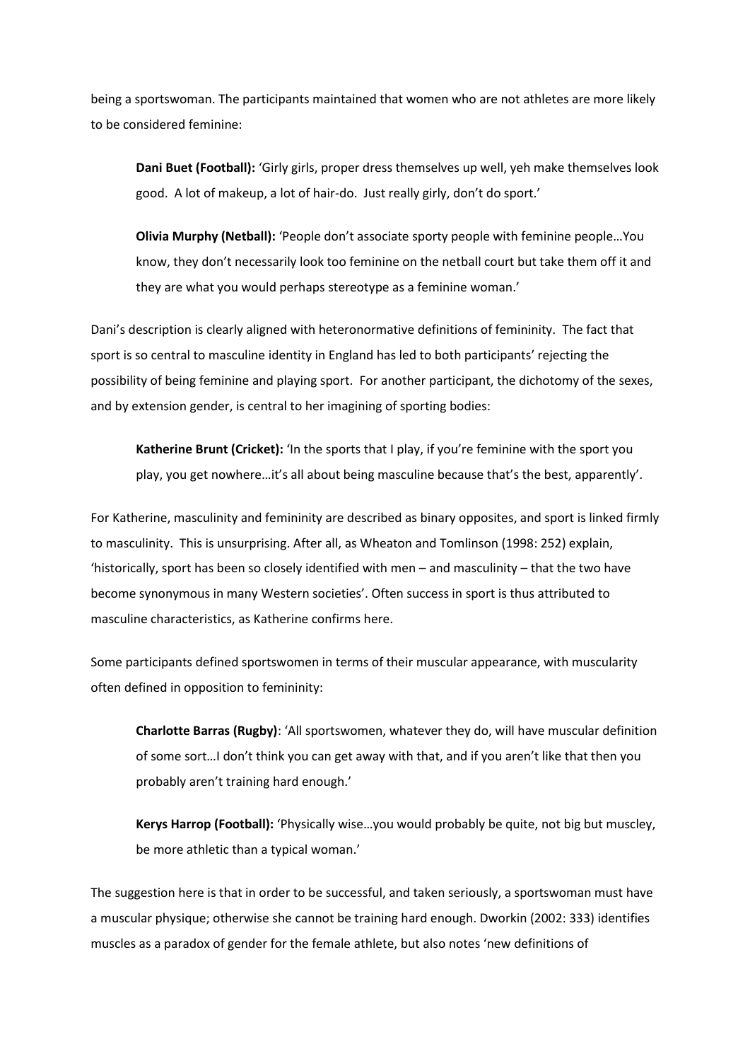being a sportswoman. The participants maintained that women who are not athletes are more likely to be considered feminine:

> **Dani Buet (Football):** 'Girly girls, proper dress themselves up well, yeh make themselves look good. A lot of makeup, a lot of hair-do. Just really girly, don't do sport.'

> **Olivia Murphy (Netball):** 'People don't associate sporty people with feminine people…You know, they don't necessarily look too feminine on the netball court but take them off it and they are what you would perhaps stereotype as a feminine woman.'

Dani's description is clearly aligned with heteronormative definitions of femininity. The fact that sport is so central to masculine identity in England has led to both participants' rejecting the possibility of being feminine and playing sport. For another participant, the dichotomy of the sexes, and by extension gender, is central to her imagining of sporting bodies:

> **Katherine Brunt (Cricket):** 'In the sports that I play, if you're feminine with the sport you play, you get nowhere…it's all about being masculine because that's the best, apparently'.

For Katherine, masculinity and femininity are described as binary opposites, and sport is linked firmly to masculinity. This is unsurprising. After all, as Wheaton and Tomlinson (1998: 252) explain, 'historically, sport has been so closely identified with men – and masculinity – that the two have become synonymous in many Western societies'. Often success in sport is thus attributed to masculine characteristics, as Katherine confirms here.

Some participants defined sportswomen in terms of their muscular appearance, with muscularity often defined in opposition to femininity:

> **Charlotte Barras (Rugby)**: 'All sportswomen, whatever they do, will have muscular definition of some sort…I don't think you can get away with that, and if you aren't like that then you probably aren't training hard enough.'

> **Kerys Harrop (Football):** 'Physically wise…you would probably be quite, not big but muscley, be more athletic than a typical woman.'

The suggestion here is that in order to be successful, and taken seriously, a sportswoman must have a muscular physique; otherwise she cannot be training hard enough. Dworkin (2002: 333) identifies muscles as a paradox of gender for the female athlete, but also notes 'new definitions of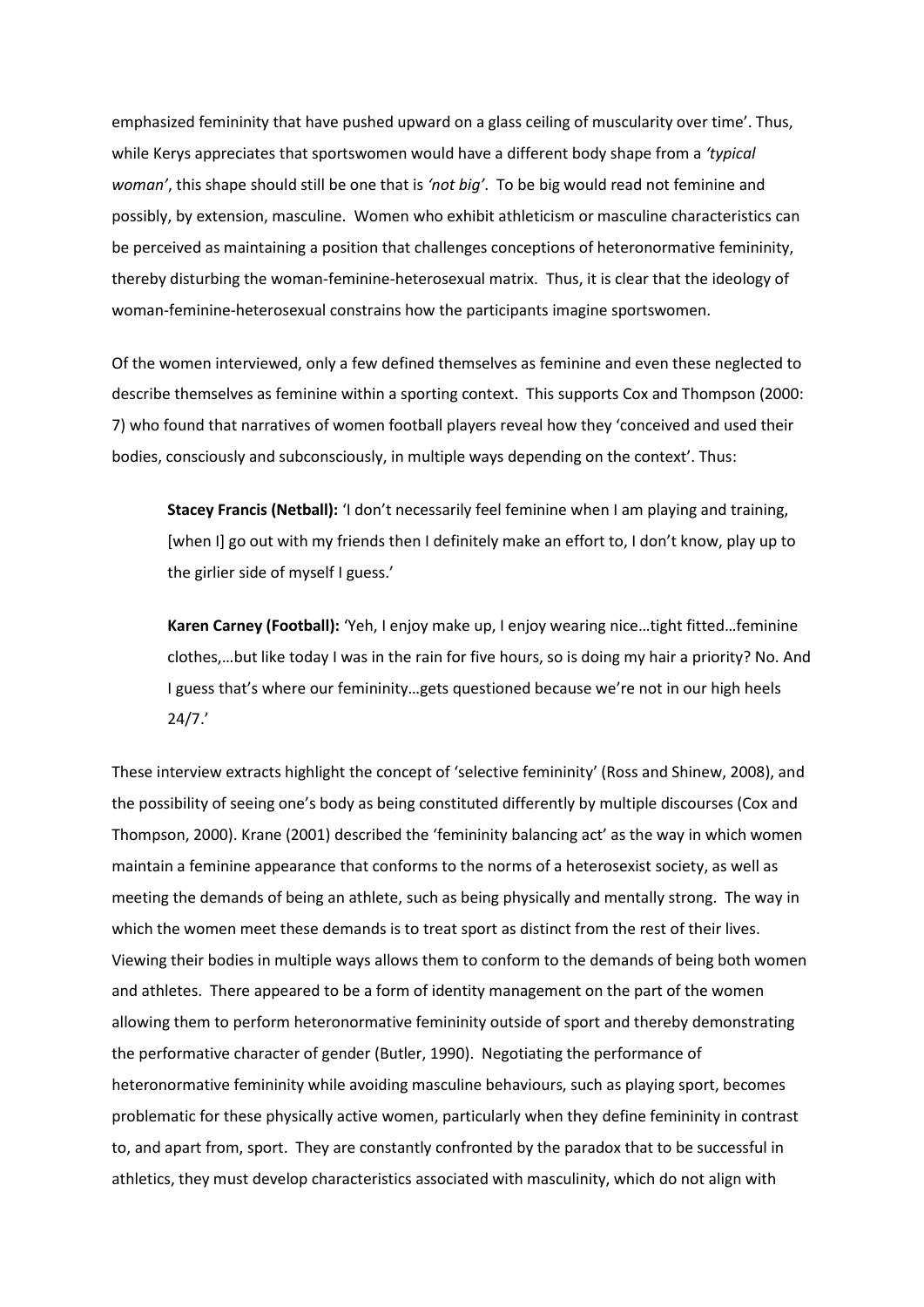emphasized femininity that have pushed upward on a glass ceiling of muscularity over time'. Thus, while Kerys appreciates that sportswomen would have a different body shape from a *'typical woman'*, this shape should still be one that is *'not big'*. To be big would read not feminine and possibly, by extension, masculine. Women who exhibit athleticism or masculine characteristics can be perceived as maintaining a position that challenges conceptions of heteronormative femininity, thereby disturbing the woman-feminine-heterosexual matrix. Thus, it is clear that the ideology of woman-feminine-heterosexual constrains how the participants imagine sportswomen.

Of the women interviewed, only a few defined themselves as feminine and even these neglected to describe themselves as feminine within a sporting context. This supports Cox and Thompson (2000: 7) who found that narratives of women football players reveal how they 'conceived and used their bodies, consciously and subconsciously, in multiple ways depending on the context'. Thus:

> **Stacey Francis (Netball):** 'I don't necessarily feel feminine when I am playing and training, [when I] go out with my friends then I definitely make an effort to, I don't know, play up to the girlier side of myself I guess.'
>
> **Karen Carney (Football):** 'Yeh, I enjoy make up, I enjoy wearing nice…tight fitted…feminine clothes,…but like today I was in the rain for five hours, so is doing my hair a priority? No. And I guess that's where our femininity…gets questioned because we're not in our high heels 24/7.'

These interview extracts highlight the concept of 'selective femininity' (Ross and Shinew, 2008), and the possibility of seeing one's body as being constituted differently by multiple discourses (Cox and Thompson, 2000). Krane (2001) described the 'femininity balancing act' as the way in which women maintain a feminine appearance that conforms to the norms of a heterosexist society, as well as meeting the demands of being an athlete, such as being physically and mentally strong. The way in which the women meet these demands is to treat sport as distinct from the rest of their lives. Viewing their bodies in multiple ways allows them to conform to the demands of being both women and athletes. There appeared to be a form of identity management on the part of the women allowing them to perform heteronormative femininity outside of sport and thereby demonstrating the performative character of gender (Butler, 1990). Negotiating the performance of heteronormative femininity while avoiding masculine behaviours, such as playing sport, becomes problematic for these physically active women, particularly when they define femininity in contrast to, and apart from, sport. They are constantly confronted by the paradox that to be successful in athletics, they must develop characteristics associated with masculinity, which do not align with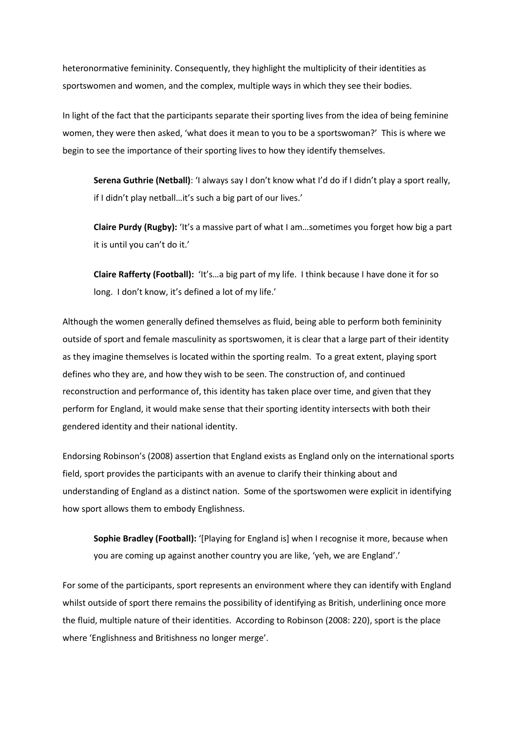heteronormative femininity. Consequently, they highlight the multiplicity of their identities as sportswomen and women, and the complex, multiple ways in which they see their bodies.

In light of the fact that the participants separate their sporting lives from the idea of being feminine women, they were then asked, 'what does it mean to you to be a sportswoman?' This is where we begin to see the importance of their sporting lives to how they identify themselves.

> **Serena Guthrie (Netball)**: 'I always say I don't know what I'd do if I didn't play a sport really, if I didn't play netball…it's such a big part of our lives.'
>
> **Claire Purdy (Rugby):** 'It's a massive part of what I am…sometimes you forget how big a part it is until you can't do it.'
>
> **Claire Rafferty (Football):** 'It's…a big part of my life. I think because I have done it for so long. I don't know, it's defined a lot of my life.'

Although the women generally defined themselves as fluid, being able to perform both femininity outside of sport and female masculinity as sportswomen, it is clear that a large part of their identity as they imagine themselves is located within the sporting realm. To a great extent, playing sport defines who they are, and how they wish to be seen. The construction of, and continued reconstruction and performance of, this identity has taken place over time, and given that they perform for England, it would make sense that their sporting identity intersects with both their gendered identity and their national identity.

Endorsing Robinson's (2008) assertion that England exists as England only on the international sports field, sport provides the participants with an avenue to clarify their thinking about and understanding of England as a distinct nation. Some of the sportswomen were explicit in identifying how sport allows them to embody Englishness.

> **Sophie Bradley (Football):** '[Playing for England is] when I recognise it more, because when you are coming up against another country you are like, 'yeh, we are England'.'

For some of the participants, sport represents an environment where they can identify with England whilst outside of sport there remains the possibility of identifying as British, underlining once more the fluid, multiple nature of their identities. According to Robinson (2008: 220), sport is the place where 'Englishness and Britishness no longer merge'.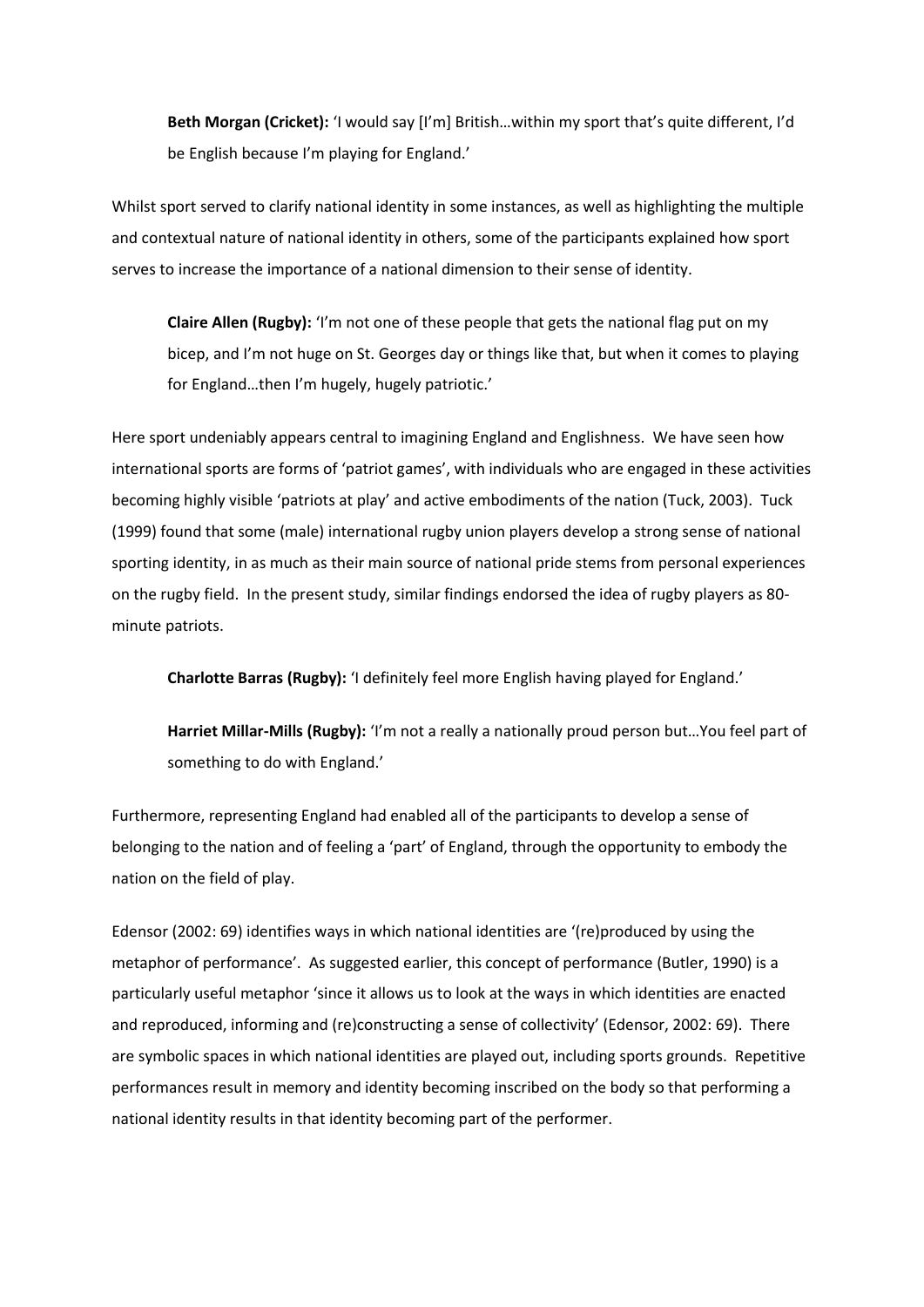> **Beth Morgan (Cricket):** 'I would say [I'm] British…within my sport that's quite different, I'd be English because I'm playing for England.'

Whilst sport served to clarify national identity in some instances, as well as highlighting the multiple and contextual nature of national identity in others, some of the participants explained how sport serves to increase the importance of a national dimension to their sense of identity.

> **Claire Allen (Rugby):** 'I'm not one of these people that gets the national flag put on my bicep, and I'm not huge on St. Georges day or things like that, but when it comes to playing for England…then I'm hugely, hugely patriotic.'

Here sport undeniably appears central to imagining England and Englishness. We have seen how international sports are forms of 'patriot games', with individuals who are engaged in these activities becoming highly visible 'patriots at play' and active embodiments of the nation (Tuck, 2003). Tuck (1999) found that some (male) international rugby union players develop a strong sense of national sporting identity, in as much as their main source of national pride stems from personal experiences on the rugby field. In the present study, similar findings endorsed the idea of rugby players as 80-minute patriots.

> **Charlotte Barras (Rugby):** 'I definitely feel more English having played for England.'

> **Harriet Millar-Mills (Rugby):** 'I'm not a really a nationally proud person but…You feel part of something to do with England.'

Furthermore, representing England had enabled all of the participants to develop a sense of belonging to the nation and of feeling a 'part' of England, through the opportunity to embody the nation on the field of play.

Edensor (2002: 69) identifies ways in which national identities are '(re)produced by using the metaphor of performance'. As suggested earlier, this concept of performance (Butler, 1990) is a particularly useful metaphor 'since it allows us to look at the ways in which identities are enacted and reproduced, informing and (re)constructing a sense of collectivity' (Edensor, 2002: 69). There are symbolic spaces in which national identities are played out, including sports grounds. Repetitive performances result in memory and identity becoming inscribed on the body so that performing a national identity results in that identity becoming part of the performer.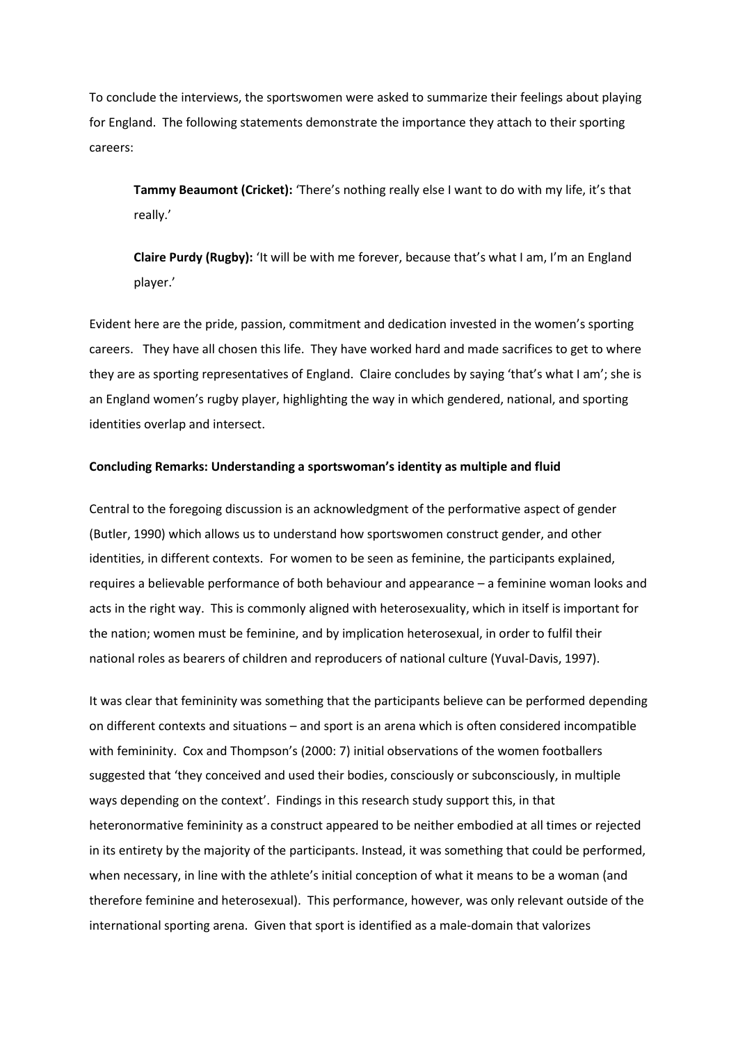To conclude the interviews, the sportswomen were asked to summarize their feelings about playing for England. The following statements demonstrate the importance they attach to their sporting careers:

> **Tammy Beaumont (Cricket):** 'There's nothing really else I want to do with my life, it's that really.'
>
> **Claire Purdy (Rugby):** 'It will be with me forever, because that's what I am, I'm an England player.'

Evident here are the pride, passion, commitment and dedication invested in the women's sporting careers. They have all chosen this life. They have worked hard and made sacrifices to get to where they are as sporting representatives of England. Claire concludes by saying 'that's what I am'; she is an England women's rugby player, highlighting the way in which gendered, national, and sporting identities overlap and intersect.

**Concluding Remarks: Understanding a sportswoman's identity as multiple and fluid**

Central to the foregoing discussion is an acknowledgment of the performative aspect of gender (Butler, 1990) which allows us to understand how sportswomen construct gender, and other identities, in different contexts. For women to be seen as feminine, the participants explained, requires a believable performance of both behaviour and appearance – a feminine woman looks and acts in the right way. This is commonly aligned with heterosexuality, which in itself is important for the nation; women must be feminine, and by implication heterosexual, in order to fulfil their national roles as bearers of children and reproducers of national culture (Yuval-Davis, 1997).

It was clear that femininity was something that the participants believe can be performed depending on different contexts and situations – and sport is an arena which is often considered incompatible with femininity. Cox and Thompson's (2000: 7) initial observations of the women footballers suggested that 'they conceived and used their bodies, consciously or subconsciously, in multiple ways depending on the context'. Findings in this research study support this, in that heteronormative femininity as a construct appeared to be neither embodied at all times or rejected in its entirety by the majority of the participants. Instead, it was something that could be performed, when necessary, in line with the athlete's initial conception of what it means to be a woman (and therefore feminine and heterosexual). This performance, however, was only relevant outside of the international sporting arena. Given that sport is identified as a male-domain that valorizes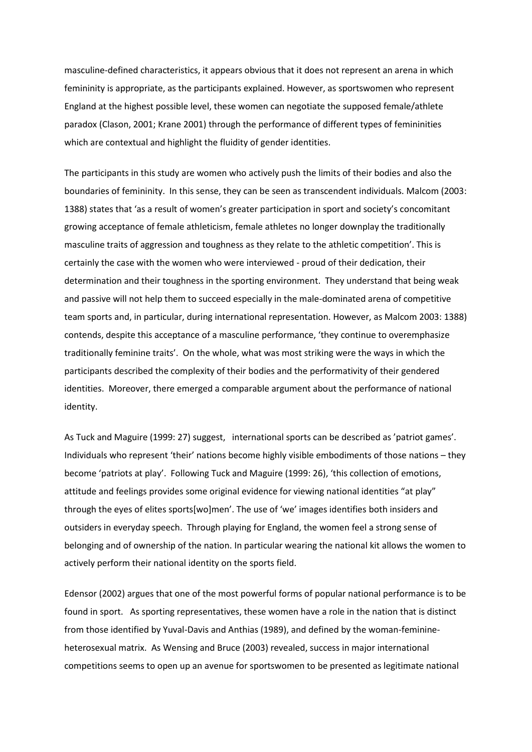masculine-defined characteristics, it appears obvious that it does not represent an arena in which femininity is appropriate, as the participants explained. However, as sportswomen who represent England at the highest possible level, these women can negotiate the supposed female/athlete paradox (Clason, 2001; Krane 2001) through the performance of different types of femininities which are contextual and highlight the fluidity of gender identities.

The participants in this study are women who actively push the limits of their bodies and also the boundaries of femininity. In this sense, they can be seen as transcendent individuals. Malcom (2003: 1388) states that 'as a result of women's greater participation in sport and society's concomitant growing acceptance of female athleticism, female athletes no longer downplay the traditionally masculine traits of aggression and toughness as they relate to the athletic competition'. This is certainly the case with the women who were interviewed - proud of their dedication, their determination and their toughness in the sporting environment. They understand that being weak and passive will not help them to succeed especially in the male-dominated arena of competitive team sports and, in particular, during international representation. However, as Malcom 2003: 1388) contends, despite this acceptance of a masculine performance, 'they continue to overemphasize traditionally feminine traits'. On the whole, what was most striking were the ways in which the participants described the complexity of their bodies and the performativity of their gendered identities. Moreover, there emerged a comparable argument about the performance of national identity.

As Tuck and Maguire (1999: 27) suggest, international sports can be described as 'patriot games'. Individuals who represent 'their' nations become highly visible embodiments of those nations – they become 'patriots at play'. Following Tuck and Maguire (1999: 26), 'this collection of emotions, attitude and feelings provides some original evidence for viewing national identities "at play" through the eyes of elites sports[wo]men'. The use of 'we' images identifies both insiders and outsiders in everyday speech. Through playing for England, the women feel a strong sense of belonging and of ownership of the nation. In particular wearing the national kit allows the women to actively perform their national identity on the sports field.

Edensor (2002) argues that one of the most powerful forms of popular national performance is to be found in sport. As sporting representatives, these women have a role in the nation that is distinct from those identified by Yuval-Davis and Anthias (1989), and defined by the woman-feminine-heterosexual matrix. As Wensing and Bruce (2003) revealed, success in major international competitions seems to open up an avenue for sportswomen to be presented as legitimate national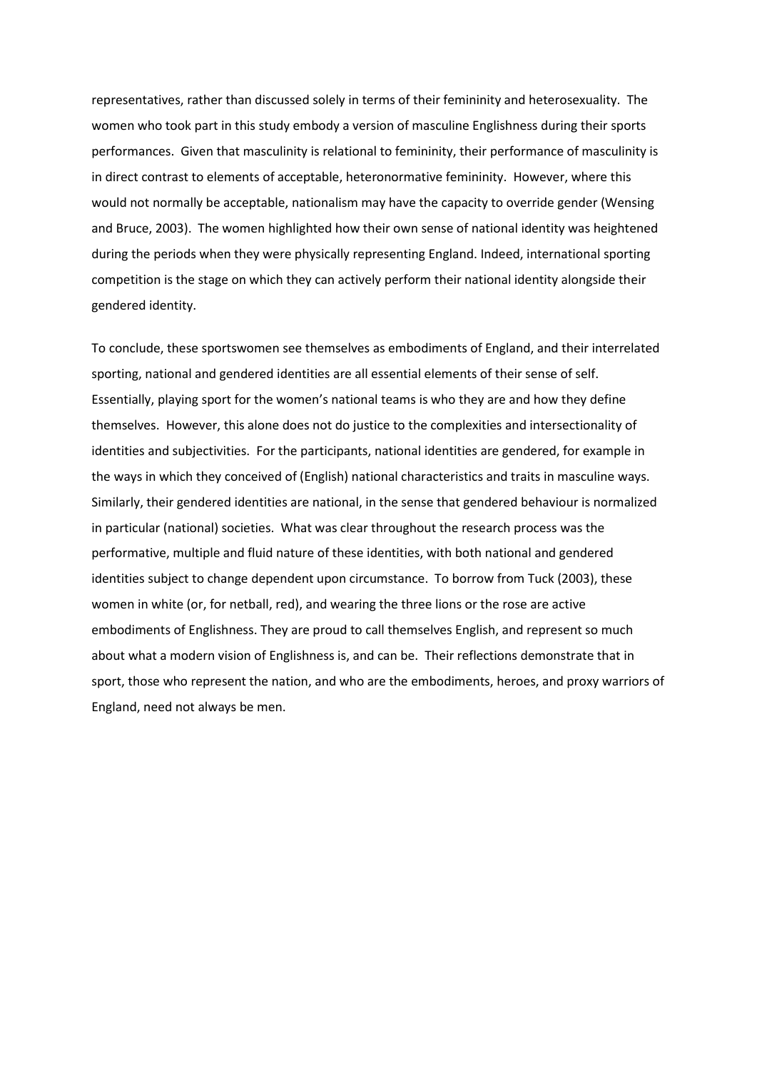representatives, rather than discussed solely in terms of their femininity and heterosexuality. The women who took part in this study embody a version of masculine Englishness during their sports performances. Given that masculinity is relational to femininity, their performance of masculinity is in direct contrast to elements of acceptable, heteronormative femininity. However, where this would not normally be acceptable, nationalism may have the capacity to override gender (Wensing and Bruce, 2003). The women highlighted how their own sense of national identity was heightened during the periods when they were physically representing England. Indeed, international sporting competition is the stage on which they can actively perform their national identity alongside their gendered identity.

To conclude, these sportswomen see themselves as embodiments of England, and their interrelated sporting, national and gendered identities are all essential elements of their sense of self. Essentially, playing sport for the women's national teams is who they are and how they define themselves. However, this alone does not do justice to the complexities and intersectionality of identities and subjectivities. For the participants, national identities are gendered, for example in the ways in which they conceived of (English) national characteristics and traits in masculine ways. Similarly, their gendered identities are national, in the sense that gendered behaviour is normalized in particular (national) societies. What was clear throughout the research process was the performative, multiple and fluid nature of these identities, with both national and gendered identities subject to change dependent upon circumstance. To borrow from Tuck (2003), these women in white (or, for netball, red), and wearing the three lions or the rose are active embodiments of Englishness. They are proud to call themselves English, and represent so much about what a modern vision of Englishness is, and can be. Their reflections demonstrate that in sport, those who represent the nation, and who are the embodiments, heroes, and proxy warriors of England, need not always be men.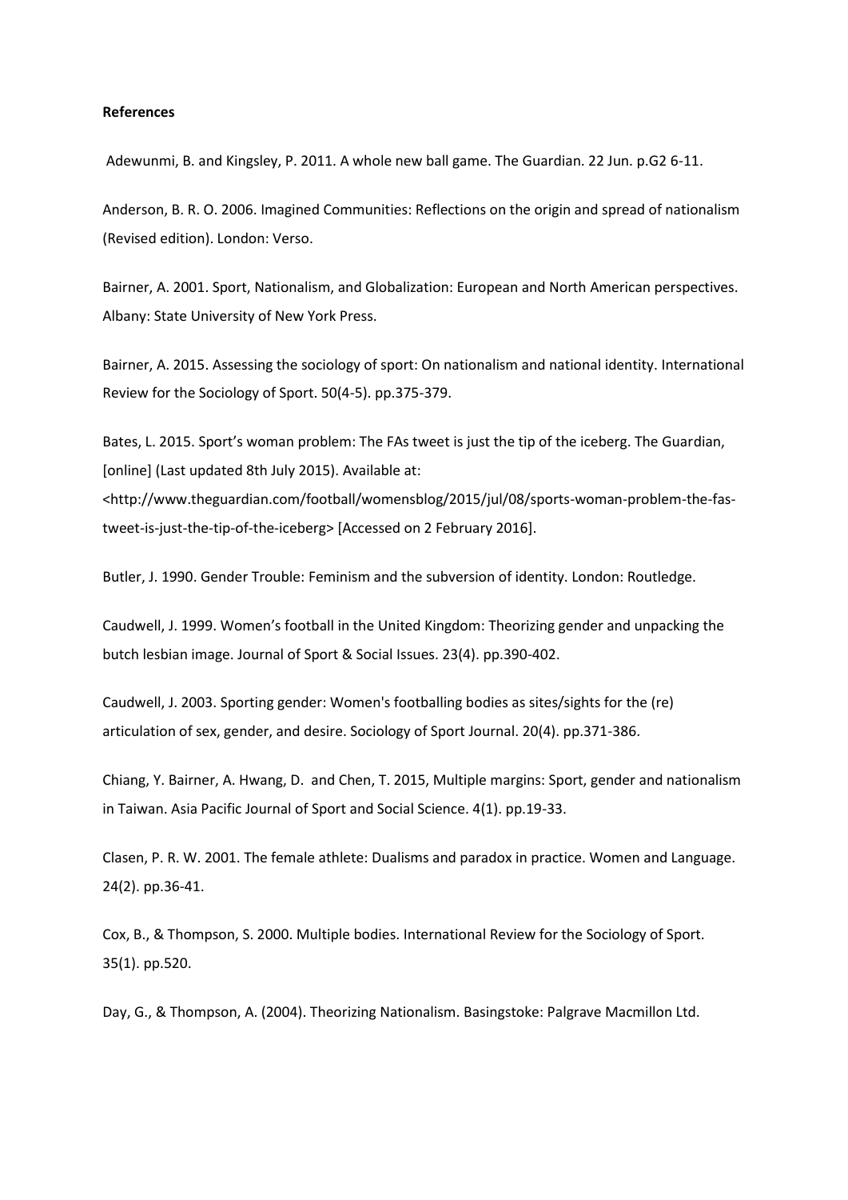**References**

Adewunmi, B. and Kingsley, P. 2011. A whole new ball game. The Guardian. 22 Jun. p.G2 6-11.

Anderson, B. R. O. 2006. Imagined Communities: Reflections on the origin and spread of nationalism (Revised edition). London: Verso.

Bairner, A. 2001. Sport, Nationalism, and Globalization: European and North American perspectives. Albany: State University of New York Press.

Bairner, A. 2015. Assessing the sociology of sport: On nationalism and national identity. International Review for the Sociology of Sport. 50(4-5). pp.375-379.

Bates, L. 2015. Sport's woman problem: The FAs tweet is just the tip of the iceberg. The Guardian, [online] (Last updated 8th July 2015). Available at: <http://www.theguardian.com/football/womensblog/2015/jul/08/sports-woman-problem-the-fas-tweet-is-just-the-tip-of-the-iceberg> [Accessed on 2 February 2016].

Butler, J. 1990. Gender Trouble: Feminism and the subversion of identity. London: Routledge.

Caudwell, J. 1999. Women's football in the United Kingdom: Theorizing gender and unpacking the butch lesbian image. Journal of Sport & Social Issues. 23(4). pp.390-402.

Caudwell, J. 2003. Sporting gender: Women's footballing bodies as sites/sights for the (re) articulation of sex, gender, and desire. Sociology of Sport Journal. 20(4). pp.371-386.

Chiang, Y. Bairner, A. Hwang, D. and Chen, T. 2015, Multiple margins: Sport, gender and nationalism in Taiwan. Asia Pacific Journal of Sport and Social Science. 4(1). pp.19-33.

Clasen, P. R. W. 2001. The female athlete: Dualisms and paradox in practice. Women and Language. 24(2). pp.36-41.

Cox, B., & Thompson, S. 2000. Multiple bodies. International Review for the Sociology of Sport. 35(1). pp.520.

Day, G., & Thompson, A. (2004). Theorizing Nationalism. Basingstoke: Palgrave Macmillon Ltd.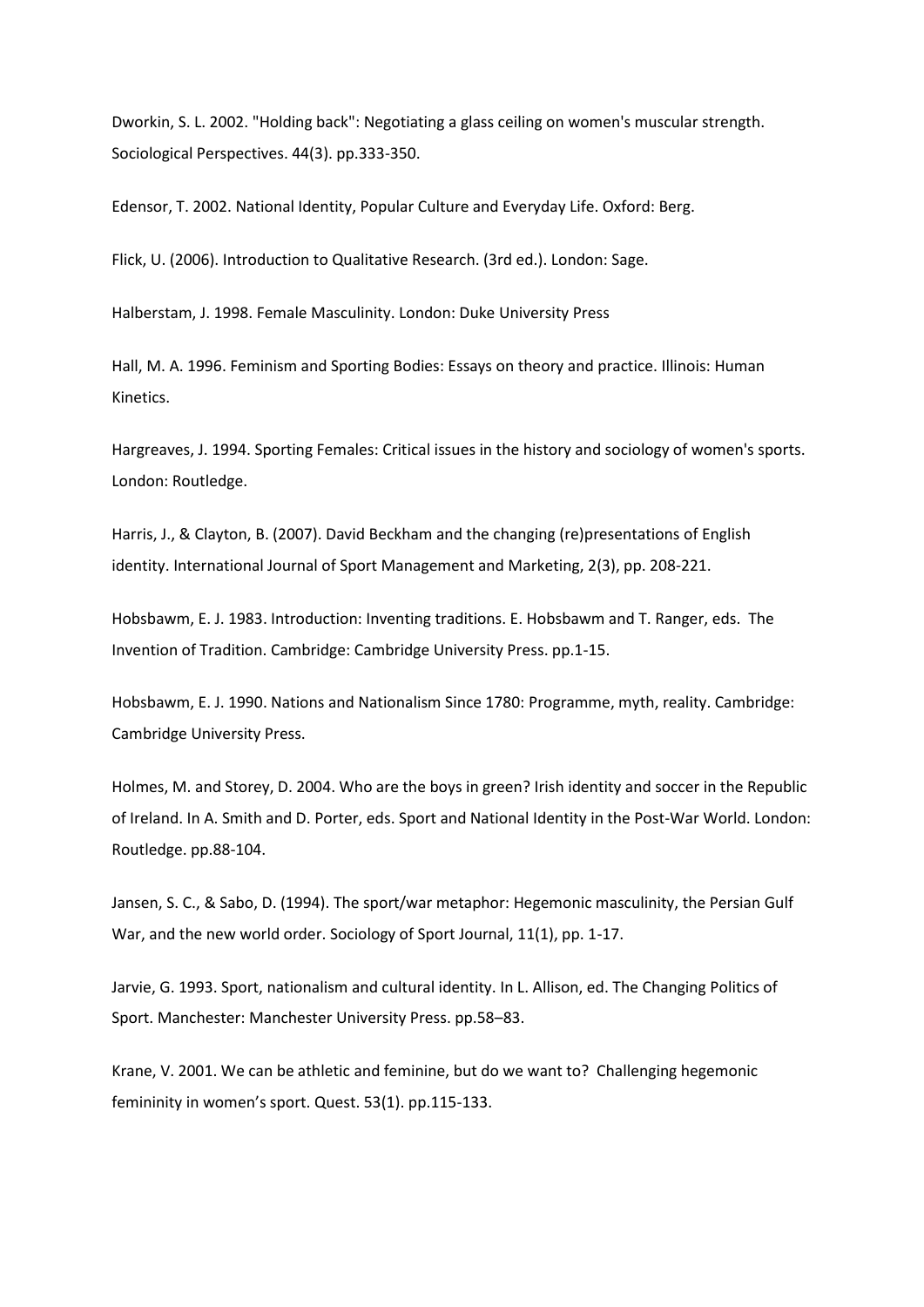Dworkin, S. L. 2002. "Holding back": Negotiating a glass ceiling on women's muscular strength. Sociological Perspectives. 44(3). pp.333-350.

Edensor, T. 2002. National Identity, Popular Culture and Everyday Life. Oxford: Berg.

Flick, U. (2006). Introduction to Qualitative Research. (3rd ed.). London: Sage.

Halberstam, J. 1998. Female Masculinity. London: Duke University Press

Hall, M. A. 1996. Feminism and Sporting Bodies: Essays on theory and practice. Illinois: Human Kinetics.

Hargreaves, J. 1994. Sporting Females: Critical issues in the history and sociology of women's sports. London: Routledge.

Harris, J., & Clayton, B. (2007). David Beckham and the changing (re)presentations of English identity. International Journal of Sport Management and Marketing, 2(3), pp. 208-221.

Hobsbawm, E. J. 1983. Introduction: Inventing traditions. E. Hobsbawm and T. Ranger, eds. The Invention of Tradition. Cambridge: Cambridge University Press. pp.1-15.

Hobsbawm, E. J. 1990. Nations and Nationalism Since 1780: Programme, myth, reality. Cambridge: Cambridge University Press.

Holmes, M. and Storey, D. 2004. Who are the boys in green? Irish identity and soccer in the Republic of Ireland. In A. Smith and D. Porter, eds. Sport and National Identity in the Post-War World. London: Routledge. pp.88-104.

Jansen, S. C., & Sabo, D. (1994). The sport/war metaphor: Hegemonic masculinity, the Persian Gulf War, and the new world order. Sociology of Sport Journal, 11(1), pp. 1-17.

Jarvie, G. 1993. Sport, nationalism and cultural identity. In L. Allison, ed. The Changing Politics of Sport. Manchester: Manchester University Press. pp.58–83.

Krane, V. 2001. We can be athletic and feminine, but do we want to? Challenging hegemonic femininity in women's sport. Quest. 53(1). pp.115-133.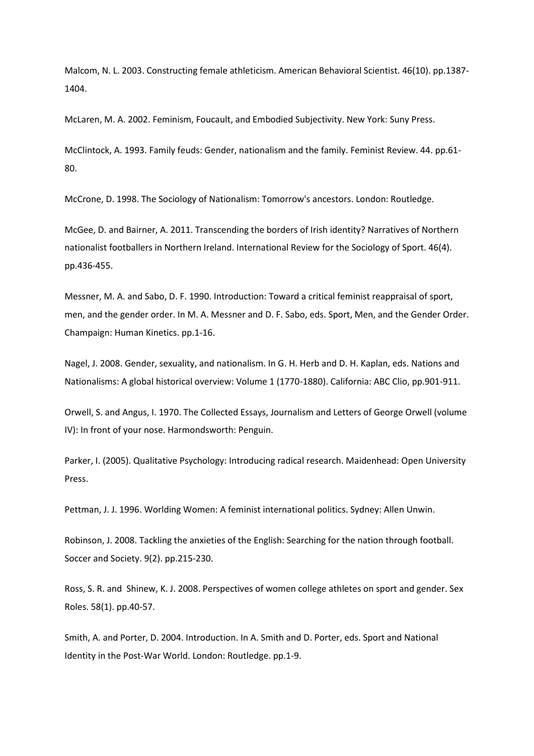Malcom, N. L. 2003. Constructing female athleticism. American Behavioral Scientist. 46(10). pp.1387-1404.

McLaren, M. A. 2002. Feminism, Foucault, and Embodied Subjectivity. New York: Suny Press.

McClintock, A. 1993. Family feuds: Gender, nationalism and the family. Feminist Review. 44. pp.61-80.

McCrone, D. 1998. The Sociology of Nationalism: Tomorrow's ancestors. London: Routledge.

McGee, D. and Bairner, A. 2011. Transcending the borders of Irish identity? Narratives of Northern nationalist footballers in Northern Ireland. International Review for the Sociology of Sport. 46(4). pp.436-455.

Messner, M. A. and Sabo, D. F. 1990. Introduction: Toward a critical feminist reappraisal of sport, men, and the gender order. In M. A. Messner and D. F. Sabo, eds. Sport, Men, and the Gender Order. Champaign: Human Kinetics. pp.1-16.

Nagel, J. 2008. Gender, sexuality, and nationalism. In G. H. Herb and D. H. Kaplan, eds. Nations and Nationalisms: A global historical overview: Volume 1 (1770-1880). California: ABC Clio, pp.901-911.

Orwell, S. and Angus, I. 1970. The Collected Essays, Journalism and Letters of George Orwell (volume IV): In front of your nose. Harmondsworth: Penguin.

Parker, I. (2005). Qualitative Psychology: Introducing radical research. Maidenhead: Open University Press.

Pettman, J. J. 1996. Worlding Women: A feminist international politics. Sydney: Allen Unwin.

Robinson, J. 2008. Tackling the anxieties of the English: Searching for the nation through football. Soccer and Society. 9(2). pp.215-230.

Ross, S. R. and Shinew, K. J. 2008. Perspectives of women college athletes on sport and gender. Sex Roles. 58(1). pp.40-57.

Smith, A. and Porter, D. 2004. Introduction. In A. Smith and D. Porter, eds. Sport and National Identity in the Post-War World. London: Routledge. pp.1-9.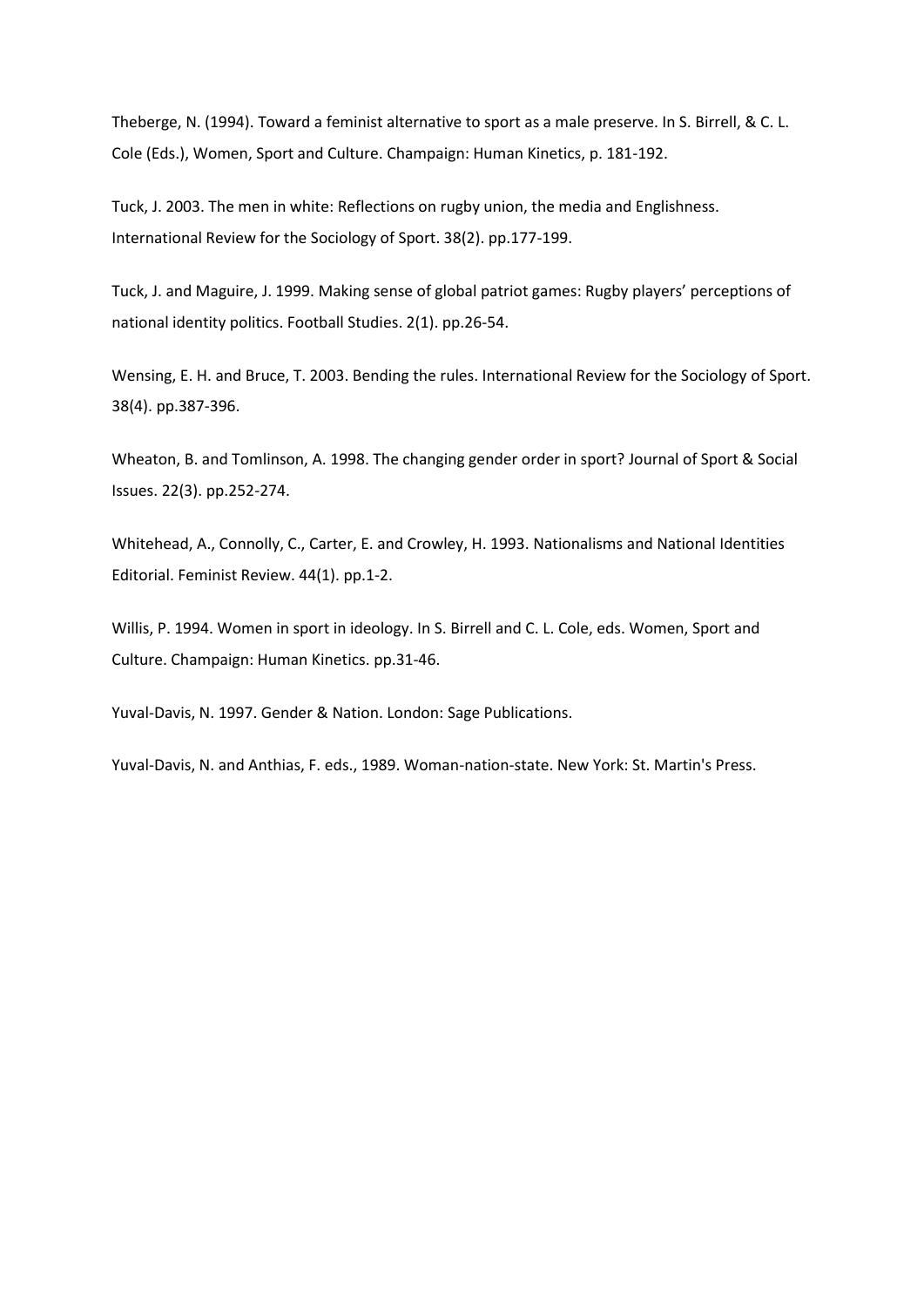Theberge, N. (1994). Toward a feminist alternative to sport as a male preserve. In S. Birrell, & C. L. Cole (Eds.), Women, Sport and Culture. Champaign: Human Kinetics, p. 181-192.

Tuck, J. 2003. The men in white: Reflections on rugby union, the media and Englishness. International Review for the Sociology of Sport. 38(2). pp.177-199.

Tuck, J. and Maguire, J. 1999. Making sense of global patriot games: Rugby players' perceptions of national identity politics. Football Studies. 2(1). pp.26-54.

Wensing, E. H. and Bruce, T. 2003. Bending the rules. International Review for the Sociology of Sport. 38(4). pp.387-396.

Wheaton, B. and Tomlinson, A. 1998. The changing gender order in sport? Journal of Sport & Social Issues. 22(3). pp.252-274.

Whitehead, A., Connolly, C., Carter, E. and Crowley, H. 1993. Nationalisms and National Identities Editorial. Feminist Review. 44(1). pp.1-2.

Willis, P. 1994. Women in sport in ideology. In S. Birrell and C. L. Cole, eds. Women, Sport and Culture. Champaign: Human Kinetics. pp.31-46.

Yuval-Davis, N. 1997. Gender & Nation. London: Sage Publications.

Yuval-Davis, N. and Anthias, F. eds., 1989. Woman-nation-state. New York: St. Martin's Press.